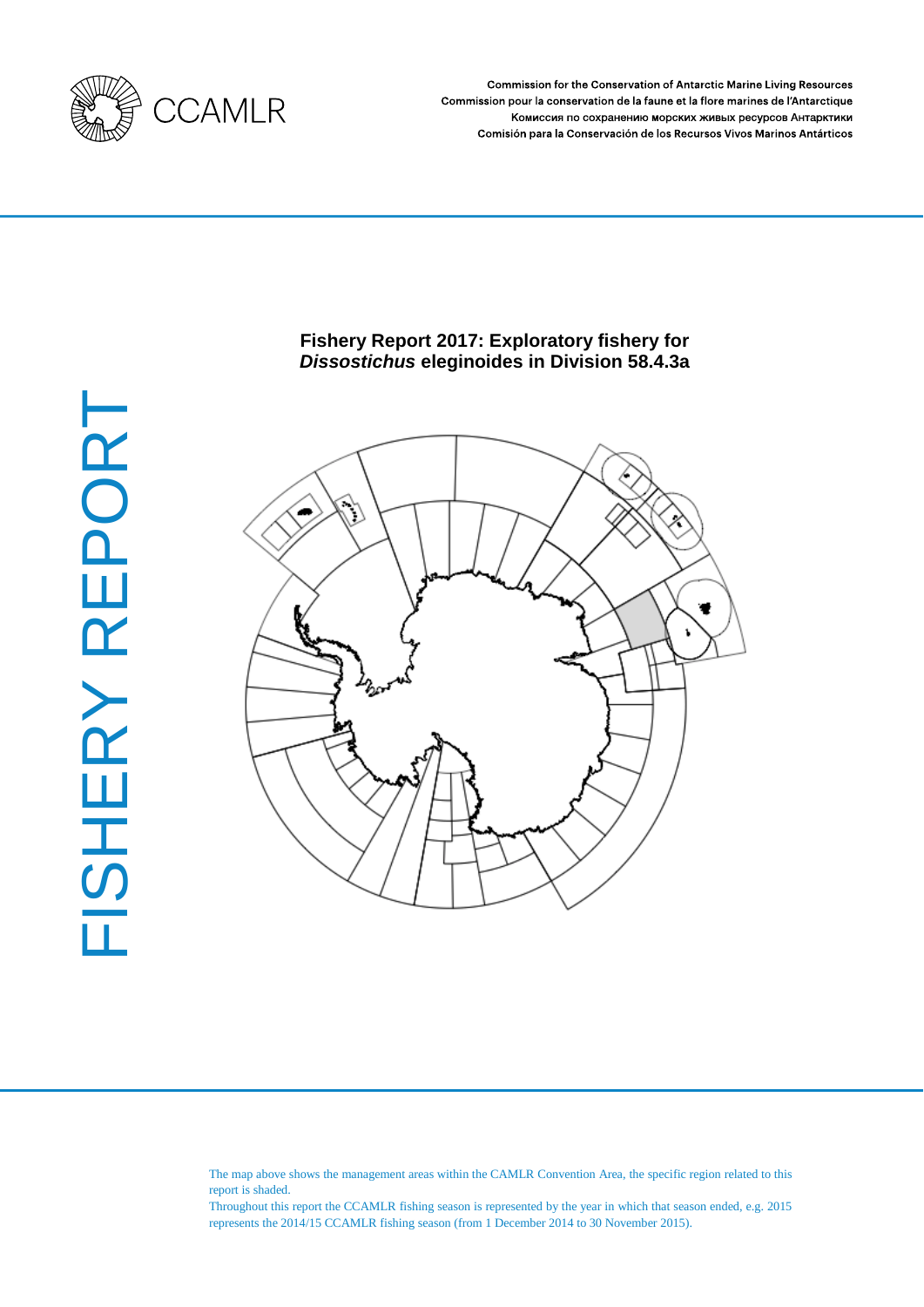CCAMLR

Commission for the Conservation of Antarctic Marine Living Resources
Commission pour la conservation de la faune et la flore marines de l'Antarctique
Комиссия по сохранению морских живых ресурсов Антарктики
Comisión para la Conservación de los Recursos Vivos Marinos Antárticos

FISHERY REPORT

# Fishery Report 2017: Exploratory fishery for *Dissostichus* eleginoides in Division 58.4.3a

The map above shows the management areas within the CAMLR Convention Area, the specific region related to this report is shaded.

Throughout this report the CCAMLR fishing season is represented by the year in which that season ended, e.g. 2015 represents the 2014/15 CCAMLR fishing season (from 1 December 2014 to 30 November 2015).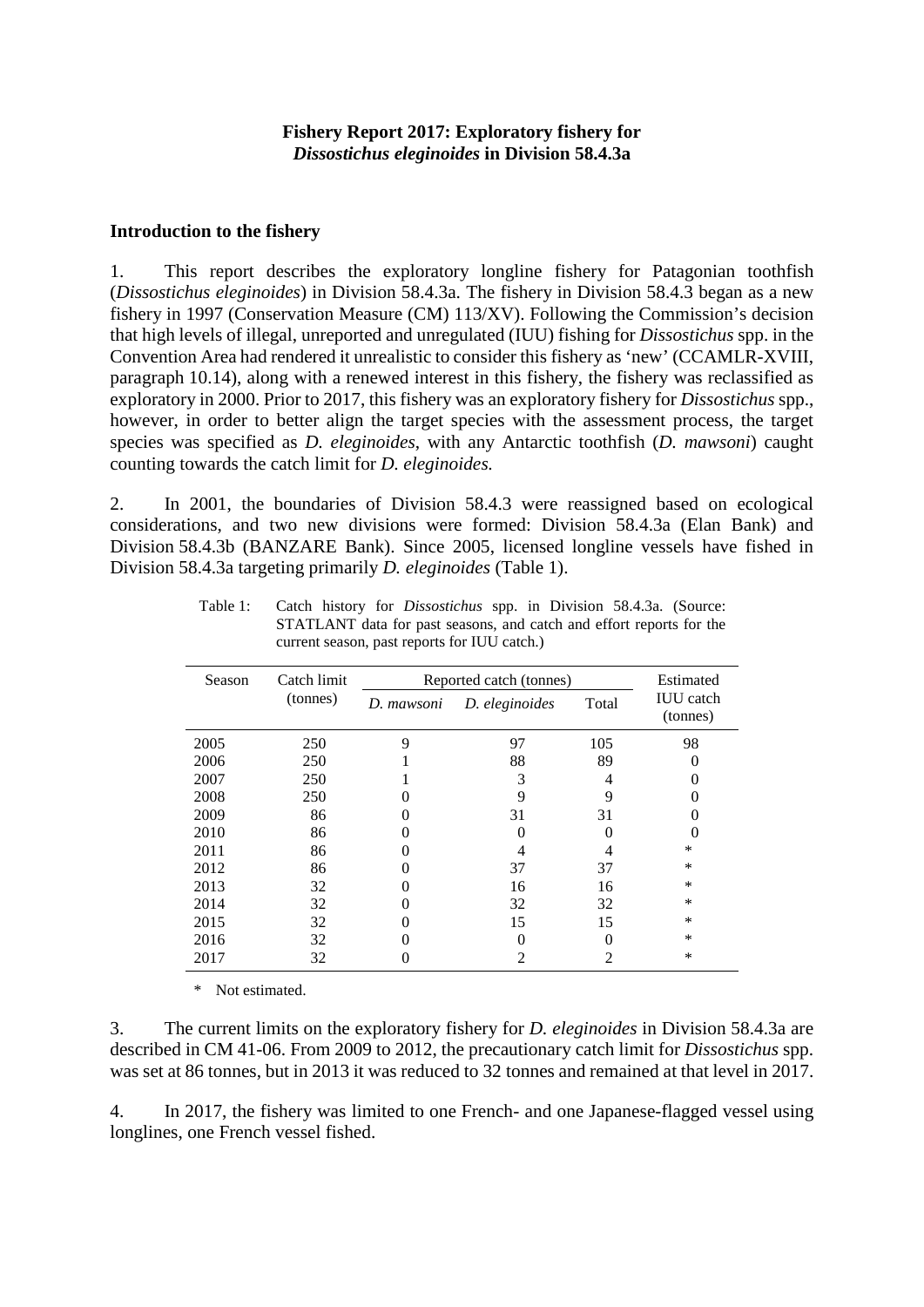**Fishery Report 2017: Exploratory fishery for *Dissostichus eleginoides* in Division 58.4.3a**

**Introduction to the fishery**

1. This report describes the exploratory longline fishery for Patagonian toothfish (*Dissostichus eleginoides*) in Division 58.4.3a. The fishery in Division 58.4.3 began as a new fishery in 1997 (Conservation Measure (CM) 113/XV). Following the Commission's decision that high levels of illegal, unreported and unregulated (IUU) fishing for *Dissostichus* spp. in the Convention Area had rendered it unrealistic to consider this fishery as 'new' (CCAMLR-XVIII, paragraph 10.14), along with a renewed interest in this fishery, the fishery was reclassified as exploratory in 2000. Prior to 2017, this fishery was an exploratory fishery for *Dissostichus* spp., however, in order to better align the target species with the assessment process, the target species was specified as *D. eleginoides*, with any Antarctic toothfish (*D. mawsoni*) caught counting towards the catch limit for *D. eleginoides.*

2. In 2001, the boundaries of Division 58.4.3 were reassigned based on ecological considerations, and two new divisions were formed: Division 58.4.3a (Elan Bank) and Division 58.4.3b (BANZARE Bank). Since 2005, licensed longline vessels have fished in Division 58.4.3a targeting primarily *D. eleginoides* (Table 1).

Table 1: Catch history for *Dissostichus* spp. in Division 58.4.3a. (Source: STATLANT data for past seasons, and catch and effort reports for the current season, past reports for IUU catch.)

| Season | Catch limit (tonnes) | Reported catch (tonnes) | | | Estimated IUU catch (tonnes) |
|---|---|---|---|---|---|
| | | *D. mawsoni* | *D. eleginoides* | Total | |
| 2005 | 250 | 9 | 97 | 105 | 98 |
| 2006 | 250 | 1 | 88 | 89 | 0 |
| 2007 | 250 | 1 | 3 | 4 | 0 |
| 2008 | 250 | 0 | 9 | 9 | 0 |
| 2009 | 86 | 0 | 31 | 31 | 0 |
| 2010 | 86 | 0 | 0 | 0 | 0 |
| 2011 | 86 | 0 | 4 | 4 | * |
| 2012 | 86 | 0 | 37 | 37 | * |
| 2013 | 32 | 0 | 16 | 16 | * |
| 2014 | 32 | 0 | 32 | 32 | * |
| 2015 | 32 | 0 | 15 | 15 | * |
| 2016 | 32 | 0 | 0 | 0 | * |
| 2017 | 32 | 0 | 2 | 2 | * |

\* Not estimated.

3. The current limits on the exploratory fishery for *D. eleginoides* in Division 58.4.3a are described in CM 41-06. From 2009 to 2012, the precautionary catch limit for *Dissostichus* spp. was set at 86 tonnes, but in 2013 it was reduced to 32 tonnes and remained at that level in 2017.

4. In 2017, the fishery was limited to one French- and one Japanese-flagged vessel using longlines, one French vessel fished.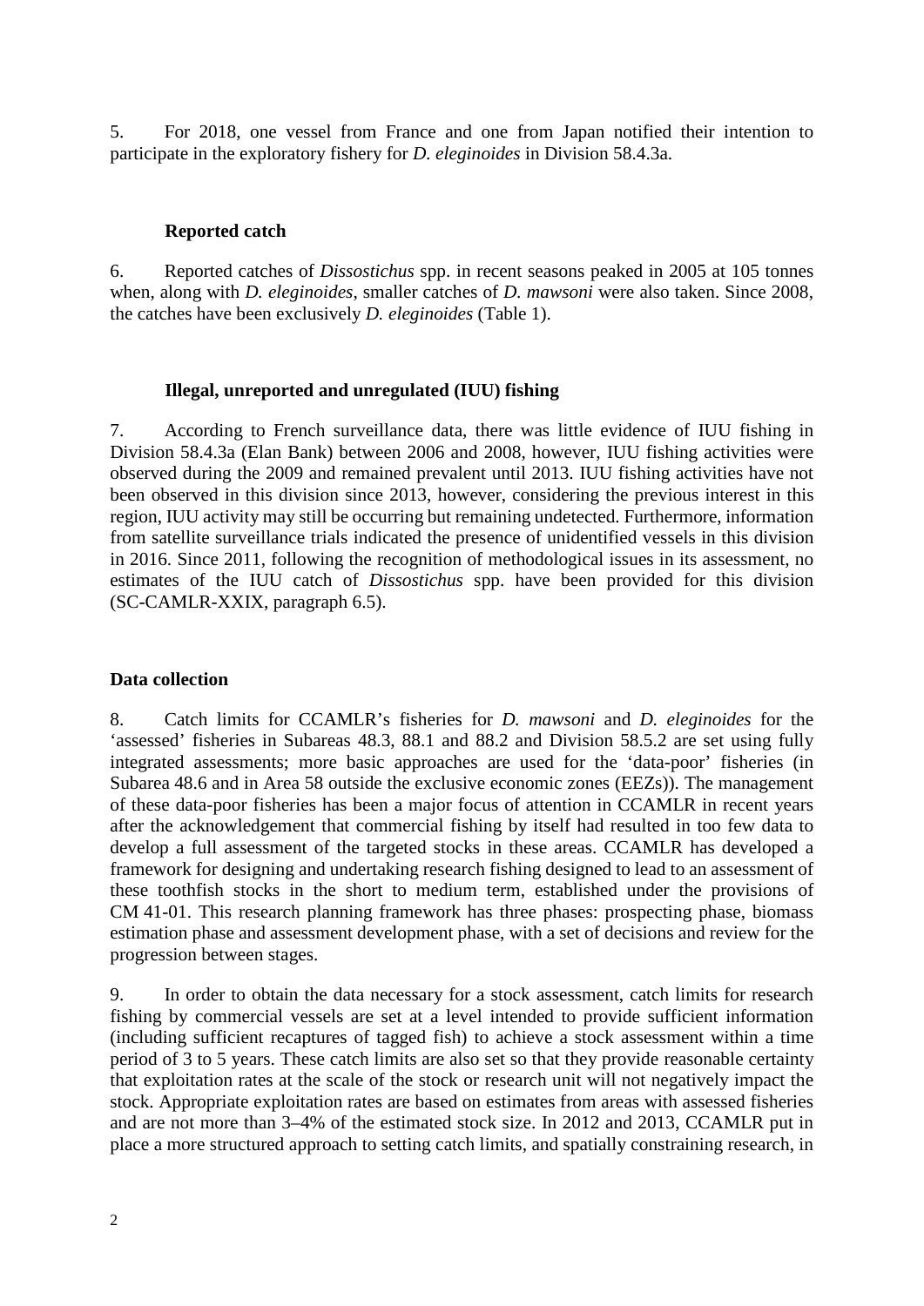5. For 2018, one vessel from France and one from Japan notified their intention to participate in the exploratory fishery for *D. eleginoides* in Division 58.4.3a.

### Reported catch

6. Reported catches of *Dissostichus* spp. in recent seasons peaked in 2005 at 105 tonnes when, along with *D. eleginoides*, smaller catches of *D. mawsoni* were also taken. Since 2008, the catches have been exclusively *D. eleginoides* (Table 1).

### Illegal, unreported and unregulated (IUU) fishing

7. According to French surveillance data, there was little evidence of IUU fishing in Division 58.4.3a (Elan Bank) between 2006 and 2008, however, IUU fishing activities were observed during the 2009 and remained prevalent until 2013. IUU fishing activities have not been observed in this division since 2013, however, considering the previous interest in this region, IUU activity may still be occurring but remaining undetected. Furthermore, information from satellite surveillance trials indicated the presence of unidentified vessels in this division in 2016. Since 2011, following the recognition of methodological issues in its assessment, no estimates of the IUU catch of *Dissostichus* spp. have been provided for this division (SC-CAMLR-XXIX, paragraph 6.5).

## Data collection

8. Catch limits for CCAMLR's fisheries for *D. mawsoni* and *D. eleginoides* for the 'assessed' fisheries in Subareas 48.3, 88.1 and 88.2 and Division 58.5.2 are set using fully integrated assessments; more basic approaches are used for the 'data-poor' fisheries (in Subarea 48.6 and in Area 58 outside the exclusive economic zones (EEZs)). The management of these data-poor fisheries has been a major focus of attention in CCAMLR in recent years after the acknowledgement that commercial fishing by itself had resulted in too few data to develop a full assessment of the targeted stocks in these areas. CCAMLR has developed a framework for designing and undertaking research fishing designed to lead to an assessment of these toothfish stocks in the short to medium term, established under the provisions of CM 41-01. This research planning framework has three phases: prospecting phase, biomass estimation phase and assessment development phase, with a set of decisions and review for the progression between stages.

9. In order to obtain the data necessary for a stock assessment, catch limits for research fishing by commercial vessels are set at a level intended to provide sufficient information (including sufficient recaptures of tagged fish) to achieve a stock assessment within a time period of 3 to 5 years. These catch limits are also set so that they provide reasonable certainty that exploitation rates at the scale of the stock or research unit will not negatively impact the stock. Appropriate exploitation rates are based on estimates from areas with assessed fisheries and are not more than 3–4% of the estimated stock size. In 2012 and 2013, CCAMLR put in place a more structured approach to setting catch limits, and spatially constraining research, in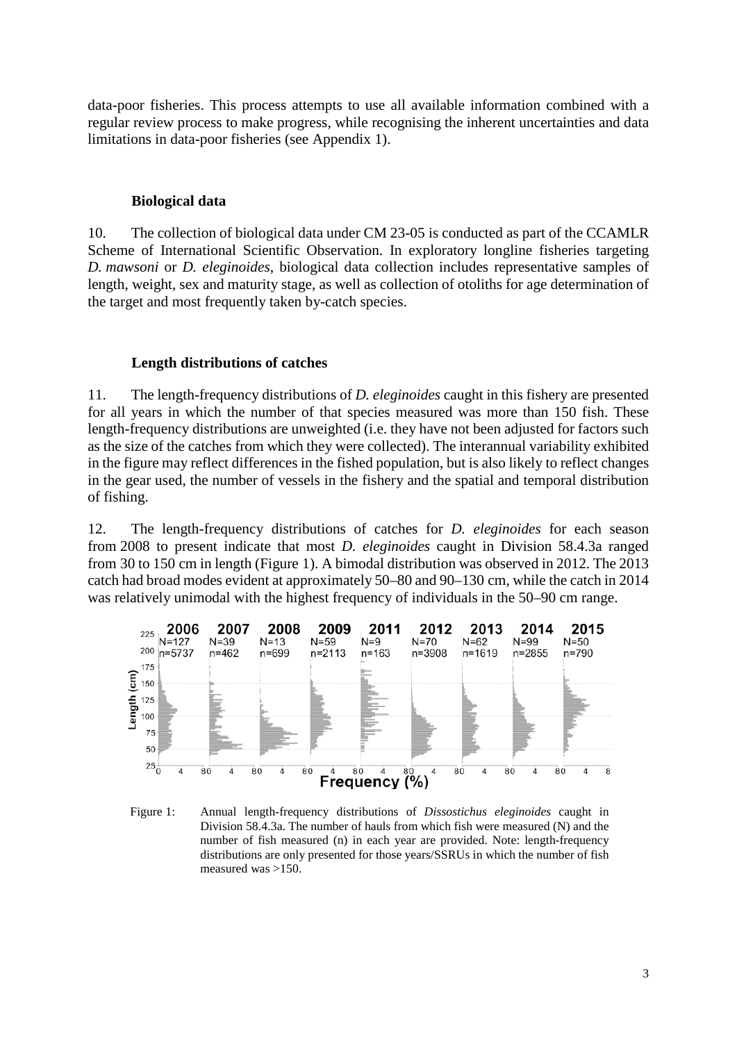data-poor fisheries. This process attempts to use all available information combined with a regular review process to make progress, while recognising the inherent uncertainties and data limitations in data-poor fisheries (see Appendix 1).

### Biological data

10. The collection of biological data under CM 23-05 is conducted as part of the CCAMLR Scheme of International Scientific Observation. In exploratory longline fisheries targeting *D. mawsoni* or *D. eleginoides*, biological data collection includes representative samples of length, weight, sex and maturity stage, as well as collection of otoliths for age determination of the target and most frequently taken by-catch species.

### Length distributions of catches

11. The length-frequency distributions of *D. eleginoides* caught in this fishery are presented for all years in which the number of that species measured was more than 150 fish. These length-frequency distributions are unweighted (i.e. they have not been adjusted for factors such as the size of the catches from which they were collected). The interannual variability exhibited in the figure may reflect differences in the fished population, but is also likely to reflect changes in the gear used, the number of vessels in the fishery and the spatial and temporal distribution of fishing.

12. The length-frequency distributions of catches for *D. eleginoides* for each season from 2008 to present indicate that most *D. eleginoides* caught in Division 58.4.3a ranged from 30 to 150 cm in length (Figure 1). A bimodal distribution was observed in 2012. The 2013 catch had broad modes evident at approximately 50–80 and 90–130 cm, while the catch in 2014 was relatively unimodal with the highest frequency of individuals in the 50–90 cm range.

Figure 1: Annual length-frequency distributions of *Dissostichus eleginoides* caught in Division 58.4.3a. The number of hauls from which fish were measured (N) and the number of fish measured (n) in each year are provided. Note: length-frequency distributions are only presented for those years/SSRUs in which the number of fish measured was >150.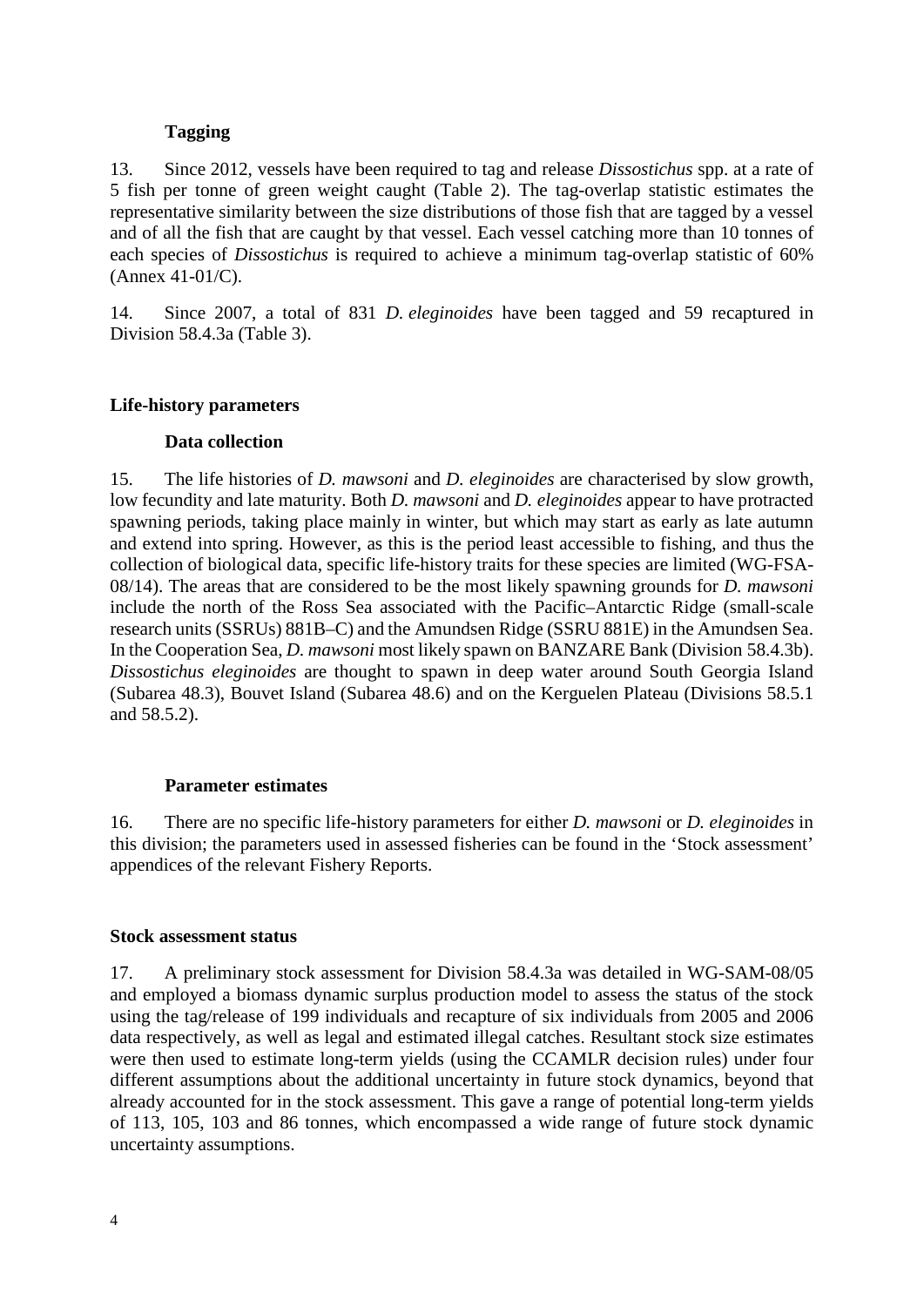### Tagging

13. Since 2012, vessels have been required to tag and release *Dissostichus* spp. at a rate of 5 fish per tonne of green weight caught (Table 2). The tag-overlap statistic estimates the representative similarity between the size distributions of those fish that are tagged by a vessel and of all the fish that are caught by that vessel. Each vessel catching more than 10 tonnes of each species of *Dissostichus* is required to achieve a minimum tag-overlap statistic of 60% (Annex 41-01/C).

14. Since 2007, a total of 831 *D. eleginoides* have been tagged and 59 recaptured in Division 58.4.3a (Table 3).

## Life-history parameters

### Data collection

15. The life histories of *D. mawsoni* and *D. eleginoides* are characterised by slow growth, low fecundity and late maturity. Both *D. mawsoni* and *D. eleginoides* appear to have protracted spawning periods, taking place mainly in winter, but which may start as early as late autumn and extend into spring. However, as this is the period least accessible to fishing, and thus the collection of biological data, specific life-history traits for these species are limited (WG-FSA-08/14). The areas that are considered to be the most likely spawning grounds for *D. mawsoni* include the north of the Ross Sea associated with the Pacific–Antarctic Ridge (small-scale research units (SSRUs) 881B–C) and the Amundsen Ridge (SSRU 881E) in the Amundsen Sea. In the Cooperation Sea, *D. mawsoni* most likely spawn on BANZARE Bank (Division 58.4.3b). *Dissostichus eleginoides* are thought to spawn in deep water around South Georgia Island (Subarea 48.3), Bouvet Island (Subarea 48.6) and on the Kerguelen Plateau (Divisions 58.5.1 and 58.5.2).

### Parameter estimates

16. There are no specific life-history parameters for either *D. mawsoni* or *D. eleginoides* in this division; the parameters used in assessed fisheries can be found in the 'Stock assessment' appendices of the relevant Fishery Reports.

## Stock assessment status

17. A preliminary stock assessment for Division 58.4.3a was detailed in WG-SAM-08/05 and employed a biomass dynamic surplus production model to assess the status of the stock using the tag/release of 199 individuals and recapture of six individuals from 2005 and 2006 data respectively, as well as legal and estimated illegal catches. Resultant stock size estimates were then used to estimate long-term yields (using the CCAMLR decision rules) under four different assumptions about the additional uncertainty in future stock dynamics, beyond that already accounted for in the stock assessment. This gave a range of potential long-term yields of 113, 105, 103 and 86 tonnes, which encompassed a wide range of future stock dynamic uncertainty assumptions.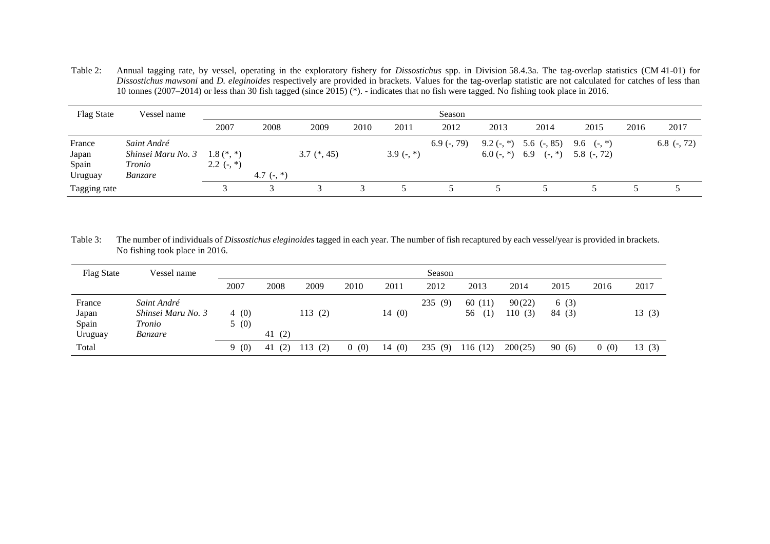Table 2: Annual tagging rate, by vessel, operating in the exploratory fishery for *Dissostichus* spp. in Division 58.4.3a. The tag-overlap statistics (CM 41-01) for *Dissostichus mawsoni* and *D. eleginoides* respectively are provided in brackets. Values for the tag-overlap statistic are not calculated for catches of less than 10 tonnes (2007–2014) or less than 30 fish tagged (since 2015) (*). - indicates that no fish were tagged. No fishing took place in 2016.

| Flag State | Vessel name | Season | | | | | | | | | | |
|---|---|---|---|---|---|---|---|---|---|---|---|---|
| | | 2007 | 2008 | 2009 | 2010 | 2011 | 2012 | 2013 | 2014 | 2015 | 2016 | 2017 |
| France | *Saint André* | | | | | | 6.9 (-, 79) | 9.2 (-, *) | 5.6 (-, 85) | 9.6 (-, *) | | 6.8 (-, 72) |
| Japan | *Shinsei Maru No. 3* | 1.8 (*, *) | | 3.7 (*, 45) | | 3.9 (-, *) | | 6.0 (-, *) | 6.9 (-, *) | 5.8 (-, 72) | | |
| Spain | *Tronio* | 2.2 (-, *) | | | | | | | | | | |
| Uruguay | *Banzare* | | 4.7 (-, *) | | | | | | | | | |
| Tagging rate | | 3 | 3 | 3 | 3 | 5 | 5 | 5 | 5 | 5 | 5 | 5 |

Table 3: The number of individuals of *Dissostichus eleginoides* tagged in each year. The number of fish recaptured by each vessel/year is provided in brackets. No fishing took place in 2016.

| Flag State | Vessel name | Season | | | | | | | | | | |
|---|---|---|---|---|---|---|---|---|---|---|---|---|
| | | 2007 | 2008 | 2009 | 2010 | 2011 | 2012 | 2013 | 2014 | 2015 | 2016 | 2017 |
| France | *Saint André* | | | | | | 235 (9) | 60 (11) | 90 (22) | 6 (3) | | |
| Japan | *Shinsei Maru No. 3* | 4 (0) | | 113 (2) | | 14 (0) | | 56 (1) | 110 (3) | 84 (3) | | 13 (3) |
| Spain | *Tronio* | 5 (0) | | | | | | | | | | |
| Uruguay | *Banzare* | | 41 (2) | | | | | | | | | |
| Total | | 9 (0) | 41 (2) | 113 (2) | 0 (0) | 14 (0) | 235 (9) | 116 (12) | 200 (25) | 90 (6) | 0 (0) | 13 (3) |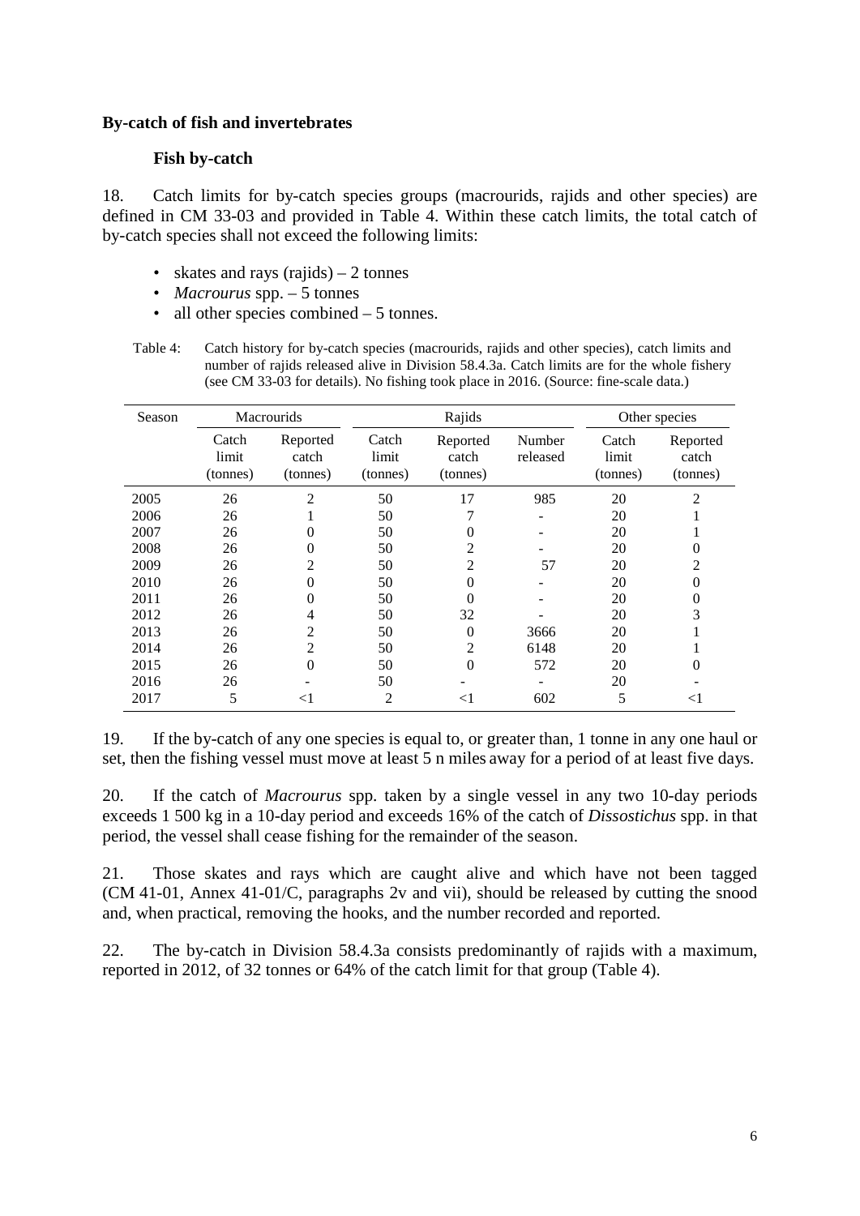### By-catch of fish and invertebrates

#### Fish by-catch

18. Catch limits for by-catch species groups (macrourids, rajids and other species) are defined in CM 33-03 and provided in Table 4. Within these catch limits, the total catch of by-catch species shall not exceed the following limits:

- skates and rays (rajids) – 2 tonnes
- *Macrourus* spp. – 5 tonnes
- all other species combined – 5 tonnes.

Table 4: Catch history for by-catch species (macrourids, rajids and other species), catch limits and number of rajids released alive in Division 58.4.3a. Catch limits are for the whole fishery (see CM 33-03 for details). No fishing took place in 2016. (Source: fine-scale data.)

| Season | Macrourids | | Rajids | | | Other species | |
|---|---|---|---|---|---|---|---|
| | Catch limit (tonnes) | Reported catch (tonnes) | Catch limit (tonnes) | Reported catch (tonnes) | Number released | Catch limit (tonnes) | Reported catch (tonnes) |
| 2005 | 26 | 2 | 50 | 17 | 985 | 20 | 2 |
| 2006 | 26 | 1 | 50 | 7 | - | 20 | 1 |
| 2007 | 26 | 0 | 50 | 0 | - | 20 | 1 |
| 2008 | 26 | 0 | 50 | 2 | - | 20 | 0 |
| 2009 | 26 | 2 | 50 | 2 | 57 | 20 | 2 |
| 2010 | 26 | 0 | 50 | 0 | - | 20 | 0 |
| 2011 | 26 | 0 | 50 | 0 | - | 20 | 0 |
| 2012 | 26 | 4 | 50 | 32 | - | 20 | 3 |
| 2013 | 26 | 2 | 50 | 0 | 3666 | 20 | 1 |
| 2014 | 26 | 2 | 50 | 2 | 6148 | 20 | 1 |
| 2015 | 26 | 0 | 50 | 0 | 572 | 20 | 0 |
| 2016 | 26 | - | 50 | - | - | 20 | - |
| 2017 | 5 | <1 | 2 | <1 | 602 | 5 | <1 |

19. If the by-catch of any one species is equal to, or greater than, 1 tonne in any one haul or set, then the fishing vessel must move at least 5 n miles away for a period of at least five days.

20. If the catch of *Macrourus* spp. taken by a single vessel in any two 10-day periods exceeds 1 500 kg in a 10-day period and exceeds 16% of the catch of *Dissostichus* spp. in that period, the vessel shall cease fishing for the remainder of the season.

21. Those skates and rays which are caught alive and which have not been tagged (CM 41-01, Annex 41-01/C, paragraphs 2v and vii), should be released by cutting the snood and, when practical, removing the hooks, and the number recorded and reported.

22. The by-catch in Division 58.4.3a consists predominantly of rajids with a maximum, reported in 2012, of 32 tonnes or 64% of the catch limit for that group (Table 4).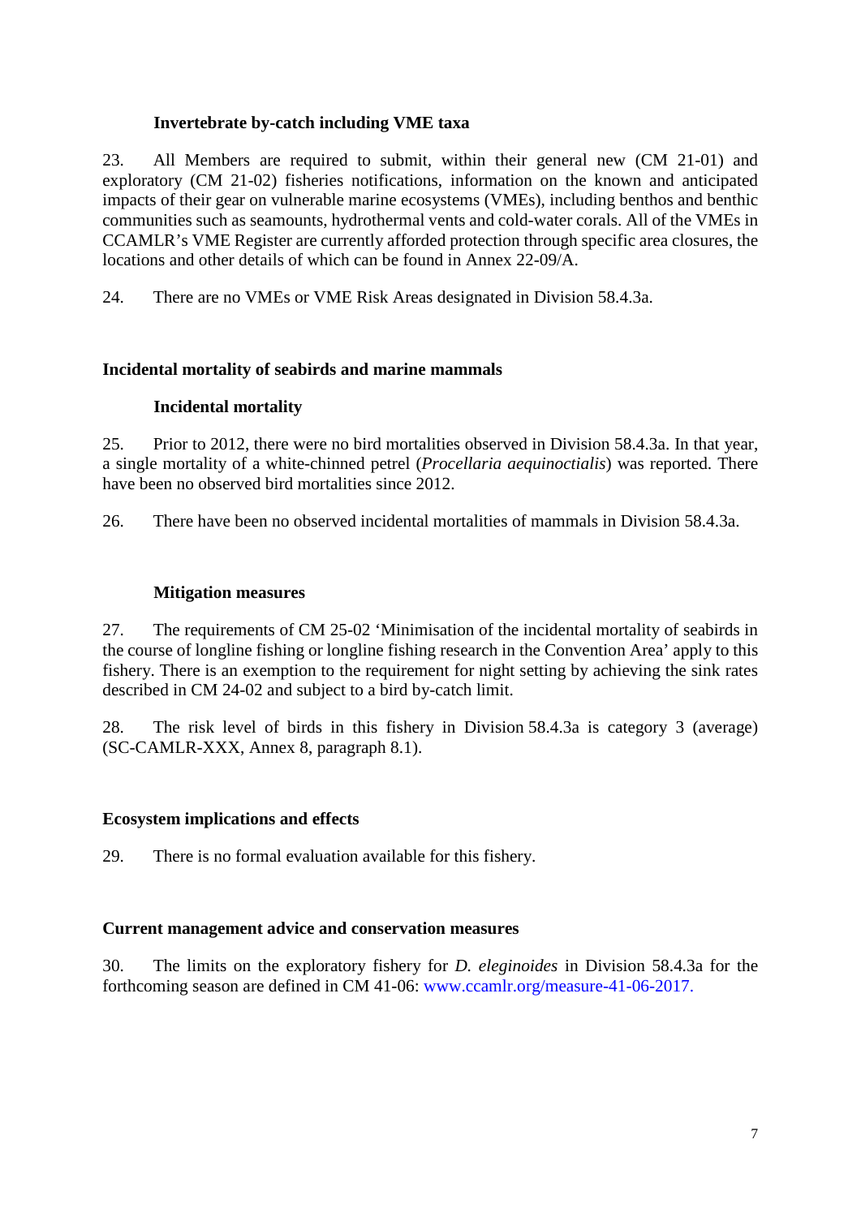### Invertebrate by-catch including VME taxa

23. All Members are required to submit, within their general new (CM 21-01) and exploratory (CM 21-02) fisheries notifications, information on the known and anticipated impacts of their gear on vulnerable marine ecosystems (VMEs), including benthos and benthic communities such as seamounts, hydrothermal vents and cold-water corals. All of the VMEs in CCAMLR's VME Register are currently afforded protection through specific area closures, the locations and other details of which can be found in Annex 22-09/A.

24. There are no VMEs or VME Risk Areas designated in Division 58.4.3a.

## Incidental mortality of seabirds and marine mammals

### Incidental mortality

25. Prior to 2012, there were no bird mortalities observed in Division 58.4.3a. In that year, a single mortality of a white-chinned petrel (*Procellaria aequinoctialis*) was reported. There have been no observed bird mortalities since 2012.

26. There have been no observed incidental mortalities of mammals in Division 58.4.3a.

### Mitigation measures

27. The requirements of CM 25-02 'Minimisation of the incidental mortality of seabirds in the course of longline fishing or longline fishing research in the Convention Area' apply to this fishery. There is an exemption to the requirement for night setting by achieving the sink rates described in CM 24-02 and subject to a bird by-catch limit.

28. The risk level of birds in this fishery in Division 58.4.3a is category 3 (average) (SC-CAMLR-XXX, Annex 8, paragraph 8.1).

## Ecosystem implications and effects

29. There is no formal evaluation available for this fishery.

## Current management advice and conservation measures

30. The limits on the exploratory fishery for *D. eleginoides* in Division 58.4.3a for the forthcoming season are defined in CM 41-06: www.ccamlr.org/measure-41-06-2017.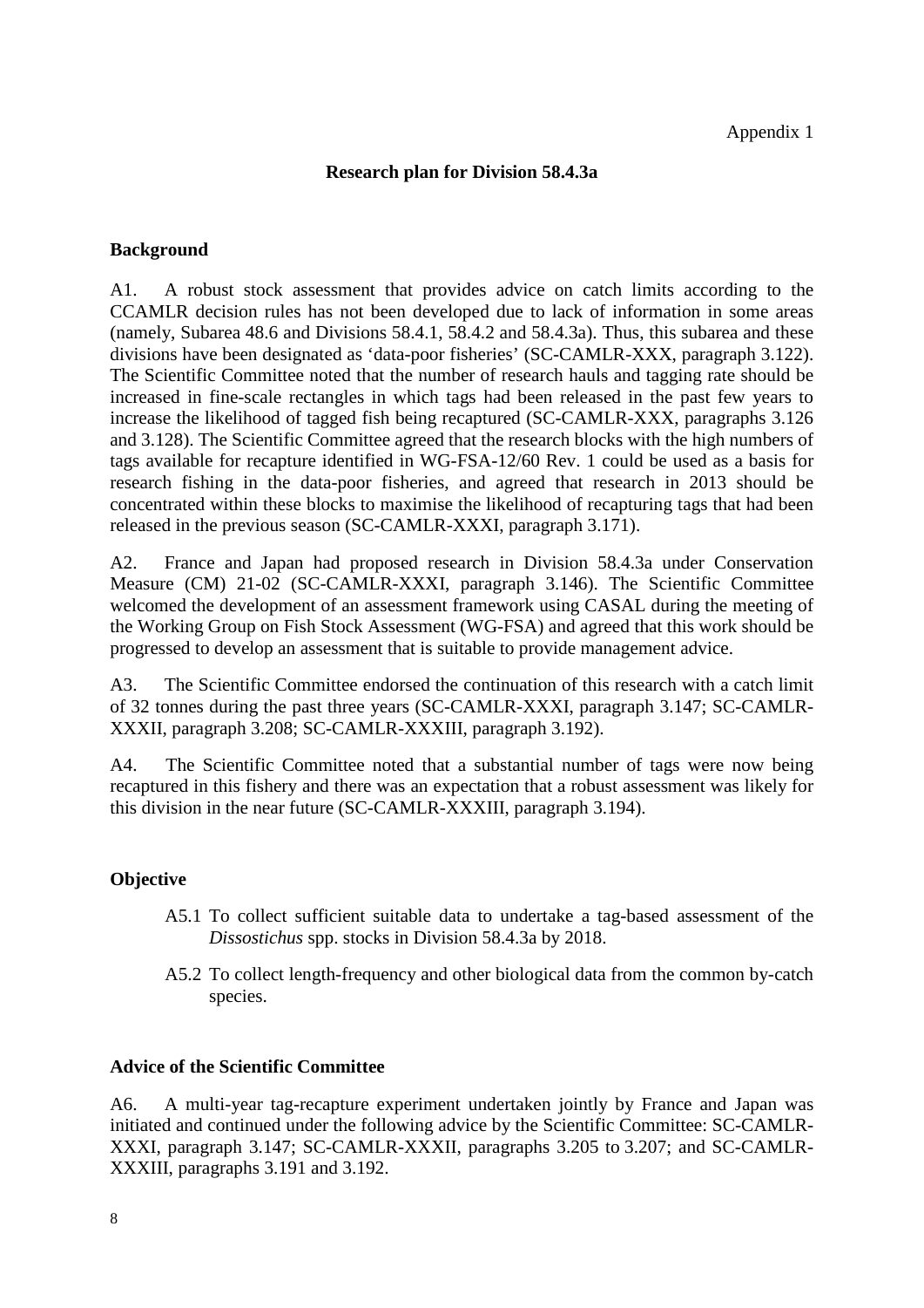Appendix 1

## Research plan for Division 58.4.3a

### Background

A1. A robust stock assessment that provides advice on catch limits according to the CCAMLR decision rules has not been developed due to lack of information in some areas (namely, Subarea 48.6 and Divisions 58.4.1, 58.4.2 and 58.4.3a). Thus, this subarea and these divisions have been designated as 'data-poor fisheries' (SC-CAMLR-XXX, paragraph 3.122). The Scientific Committee noted that the number of research hauls and tagging rate should be increased in fine-scale rectangles in which tags had been released in the past few years to increase the likelihood of tagged fish being recaptured (SC-CAMLR-XXX, paragraphs 3.126 and 3.128). The Scientific Committee agreed that the research blocks with the high numbers of tags available for recapture identified in WG-FSA-12/60 Rev. 1 could be used as a basis for research fishing in the data-poor fisheries, and agreed that research in 2013 should be concentrated within these blocks to maximise the likelihood of recapturing tags that had been released in the previous season (SC-CAMLR-XXXI, paragraph 3.171).

A2. France and Japan had proposed research in Division 58.4.3a under Conservation Measure (CM) 21-02 (SC-CAMLR-XXXI, paragraph 3.146). The Scientific Committee welcomed the development of an assessment framework using CASAL during the meeting of the Working Group on Fish Stock Assessment (WG-FSA) and agreed that this work should be progressed to develop an assessment that is suitable to provide management advice.

A3. The Scientific Committee endorsed the continuation of this research with a catch limit of 32 tonnes during the past three years (SC-CAMLR-XXXI, paragraph 3.147; SC-CAMLR-XXXII, paragraph 3.208; SC-CAMLR-XXXIII, paragraph 3.192).

A4. The Scientific Committee noted that a substantial number of tags were now being recaptured in this fishery and there was an expectation that a robust assessment was likely for this division in the near future (SC-CAMLR-XXXIII, paragraph 3.194).

### Objective

A5.1 To collect sufficient suitable data to undertake a tag-based assessment of the *Dissostichus* spp. stocks in Division 58.4.3a by 2018.

A5.2 To collect length-frequency and other biological data from the common by-catch species.

### Advice of the Scientific Committee

A6. A multi-year tag-recapture experiment undertaken jointly by France and Japan was initiated and continued under the following advice by the Scientific Committee: SC-CAMLR-XXXI, paragraph 3.147; SC-CAMLR-XXXII, paragraphs 3.205 to 3.207; and SC-CAMLR-XXXIII, paragraphs 3.191 and 3.192.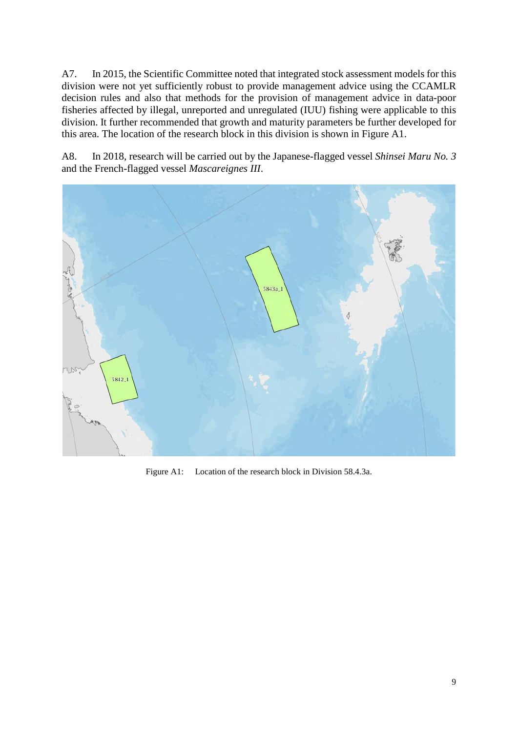A7. In 2015, the Scientific Committee noted that integrated stock assessment models for this division were not yet sufficiently robust to provide management advice using the CCAMLR decision rules and also that methods for the provision of management advice in data-poor fisheries affected by illegal, unreported and unregulated (IUU) fishing were applicable to this division. It further recommended that growth and maturity parameters be further developed for this area. The location of the research block in this division is shown in Figure A1.

A8. In 2018, research will be carried out by the Japanese-flagged vessel *Shinsei Maru No. 3* and the French-flagged vessel *Mascareignes III*.

5843a_1

5842_1

Figure A1: Location of the research block in Division 58.4.3a.